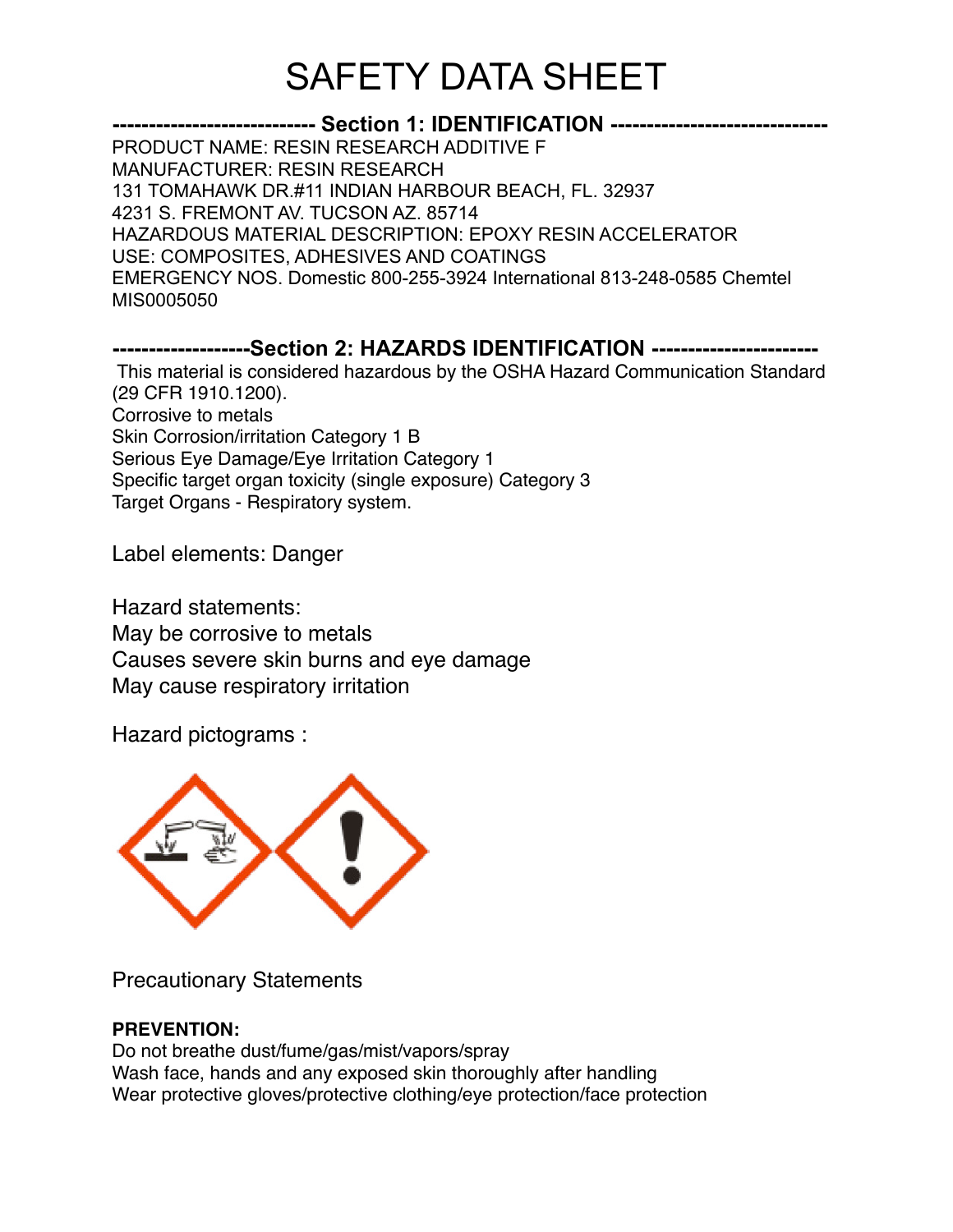# SAFETY DATA SHEET

## --------------------------- Section 1: IDENTIFICATION ------------------------------

PRODUCT NAME: RESIN RESEARCH ADDITIVE F
MANUFACTURER: RESIN RESEARCH
131 TOMAHAWK DR.#11 INDIAN HARBOUR BEACH, FL. 32937
4231 S. FREMONT AV. TUCSON AZ. 85714
HAZARDOUS MATERIAL DESCRIPTION: EPOXY RESIN ACCELERATOR
USE: COMPOSITES, ADHESIVES AND COATINGS
EMERGENCY NOS. Domestic 800-255-3924 International 813-248-0585 Chemtel MIS0005050

## -------------------Section 2: HAZARDS IDENTIFICATION -----------------------

This material is considered hazardous by the OSHA Hazard Communication Standard (29 CFR 1910.1200).
Corrosive to metals
Skin Corrosion/irritation Category 1 B
Serious Eye Damage/Eye Irritation Category 1
Specific target organ toxicity (single exposure) Category 3
Target Organs - Respiratory system.

Label elements: Danger

Hazard statements:
May be corrosive to metals
Causes severe skin burns and eye damage
May cause respiratory irritation

Hazard pictograms :

Precautionary Statements

**PREVENTION:**
Do not breathe dust/fume/gas/mist/vapors/spray
Wash face, hands and any exposed skin thoroughly after handling
Wear protective gloves/protective clothing/eye protection/face protection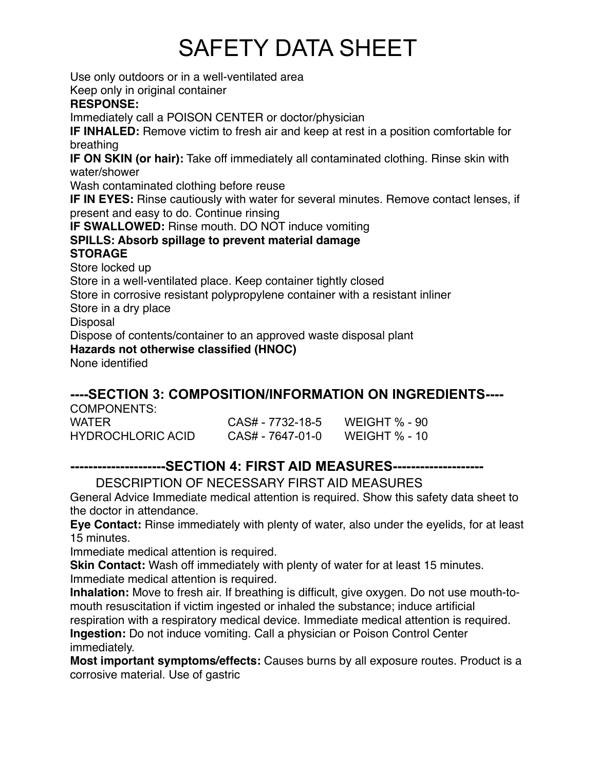# SAFETY DATA SHEET

Use only outdoors or in a well-ventilated area
Keep only in original container

**RESPONSE:**

Immediately call a POISON CENTER or doctor/physician

**IF INHALED:** Remove victim to fresh air and keep at rest in a position comfortable for breathing

**IF ON SKIN (or hair):** Take off immediately all contaminated clothing. Rinse skin with water/shower

Wash contaminated clothing before reuse

**IF IN EYES:** Rinse cautiously with water for several minutes. Remove contact lenses, if present and easy to do. Continue rinsing

**IF SWALLOWED:** Rinse mouth. DO NOT induce vomiting

**SPILLS: Absorb spillage to prevent material damage**

**STORAGE**

Store locked up
Store in a well-ventilated place. Keep container tightly closed
Store in corrosive resistant polypropylene container with a resistant inliner
Store in a dry place

Disposal

Dispose of contents/container to an approved waste disposal plant

**Hazards not otherwise classified (HNOC)**

None identified

## ----SECTION 3: COMPOSITION/INFORMATION ON INGREDIENTS----

COMPONENTS:

| | | |
|---|---|---|
| WATER | CAS# - 7732-18-5 | WEIGHT % - 90 |
| HYDROCHLORIC ACID | CAS# - 7647-01-0 | WEIGHT % - 10 |

## --------------------SECTION 4: FIRST AID MEASURES--------------------

DESCRIPTION OF NECESSARY FIRST AID MEASURES

General Advice Immediate medical attention is required. Show this safety data sheet to the doctor in attendance.

**Eye Contact:** Rinse immediately with plenty of water, also under the eyelids, for at least 15 minutes.

Immediate medical attention is required.

**Skin Contact:** Wash off immediately with plenty of water for at least 15 minutes. Immediate medical attention is required.

**Inhalation:** Move to fresh air. If breathing is difficult, give oxygen. Do not use mouth-to-mouth resuscitation if victim ingested or inhaled the substance; induce artificial respiration with a respiratory medical device. Immediate medical attention is required.

**Ingestion:** Do not induce vomiting. Call a physician or Poison Control Center immediately.

**Most important symptoms/effects:** Causes burns by all exposure routes. Product is a corrosive material. Use of gastric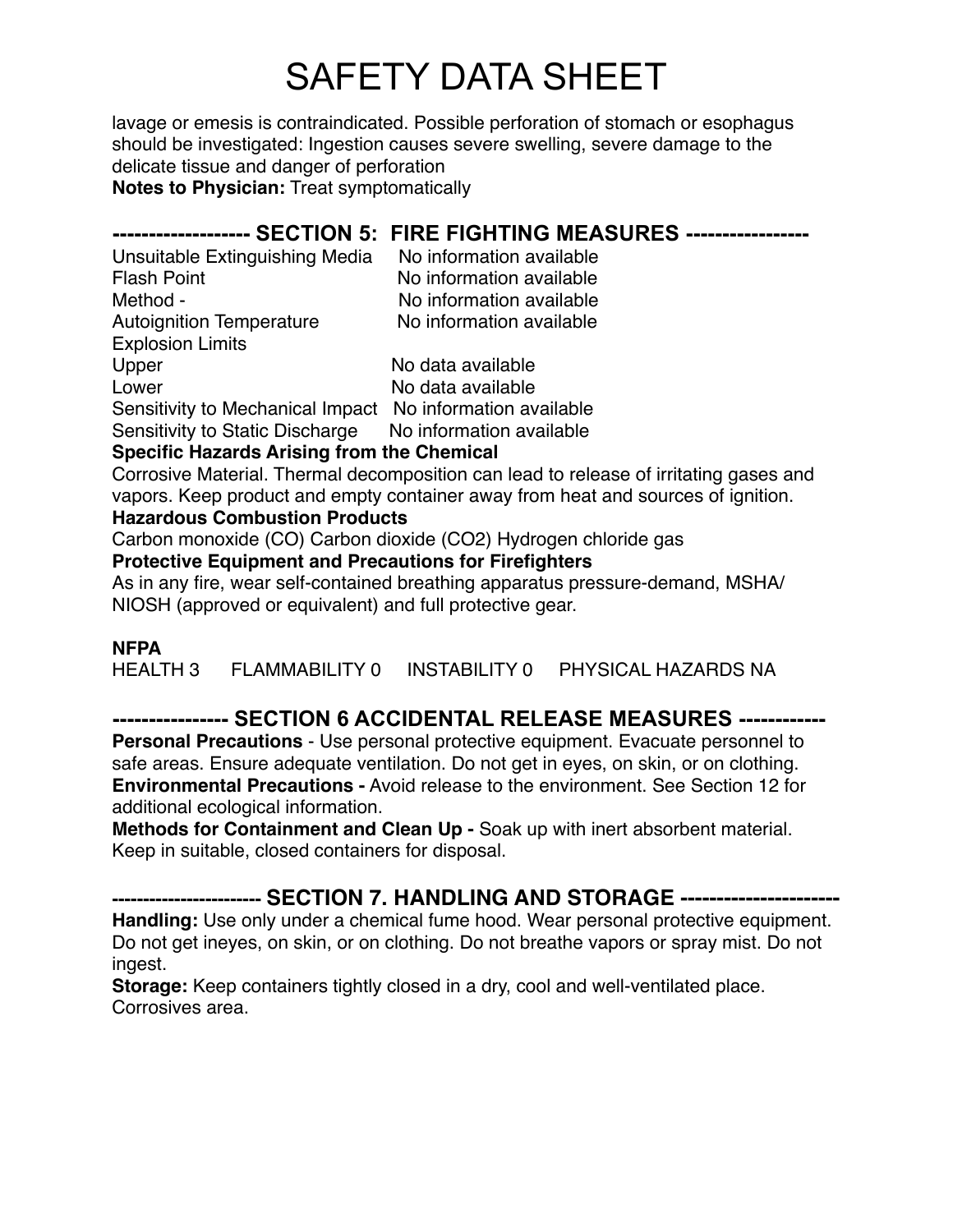# SAFETY DATA SHEET

lavage or emesis is contraindicated. Possible perforation of stomach or esophagus should be investigated: Ingestion causes severe swelling, severe damage to the delicate tissue and danger of perforation

**Notes to Physician:** Treat symptomatically

## ------------------- SECTION 5: FIRE FIGHTING MEASURES -----------------

| | |
|---|---|
| Unsuitable Extinguishing Media | No information available |
| Flash Point | No information available |
| Method - | No information available |
| Autoignition Temperature | No information available |
| Explosion Limits | |
| Upper | No data available |
| Lower | No data available |
| Sensitivity to Mechanical Impact | No information available |
| Sensitivity to Static Discharge | No information available |

**Specific Hazards Arising from the Chemical**

Corrosive Material. Thermal decomposition can lead to release of irritating gases and vapors. Keep product and empty container away from heat and sources of ignition.

**Hazardous Combustion Products**

Carbon monoxide (CO) Carbon dioxide ($CO_2$) Hydrogen chloride gas

**Protective Equipment and Precautions for Firefighters**

As in any fire, wear self-contained breathing apparatus pressure-demand, MSHA/ NIOSH (approved or equivalent) and full protective gear.

**NFPA**

HEALTH 3 FLAMMABILITY 0 INSTABILITY 0 PHYSICAL HAZARDS NA

## ---------------- SECTION 6 ACCIDENTAL RELEASE MEASURES ------------

**Personal Precautions** - Use personal protective equipment. Evacuate personnel to safe areas. Ensure adequate ventilation. Do not get in eyes, on skin, or on clothing.

**Environmental Precautions -** Avoid release to the environment. See Section 12 for additional ecological information.

**Methods for Containment and Clean Up -** Soak up with inert absorbent material. Keep in suitable, closed containers for disposal.

## ----------------------- SECTION 7. HANDLING AND STORAGE ----------------------

**Handling:** Use only under a chemical fume hood. Wear personal protective equipment. Do not get ineyes, on skin, or on clothing. Do not breathe vapors or spray mist. Do not ingest.

**Storage:** Keep containers tightly closed in a dry, cool and well-ventilated place. Corrosives area.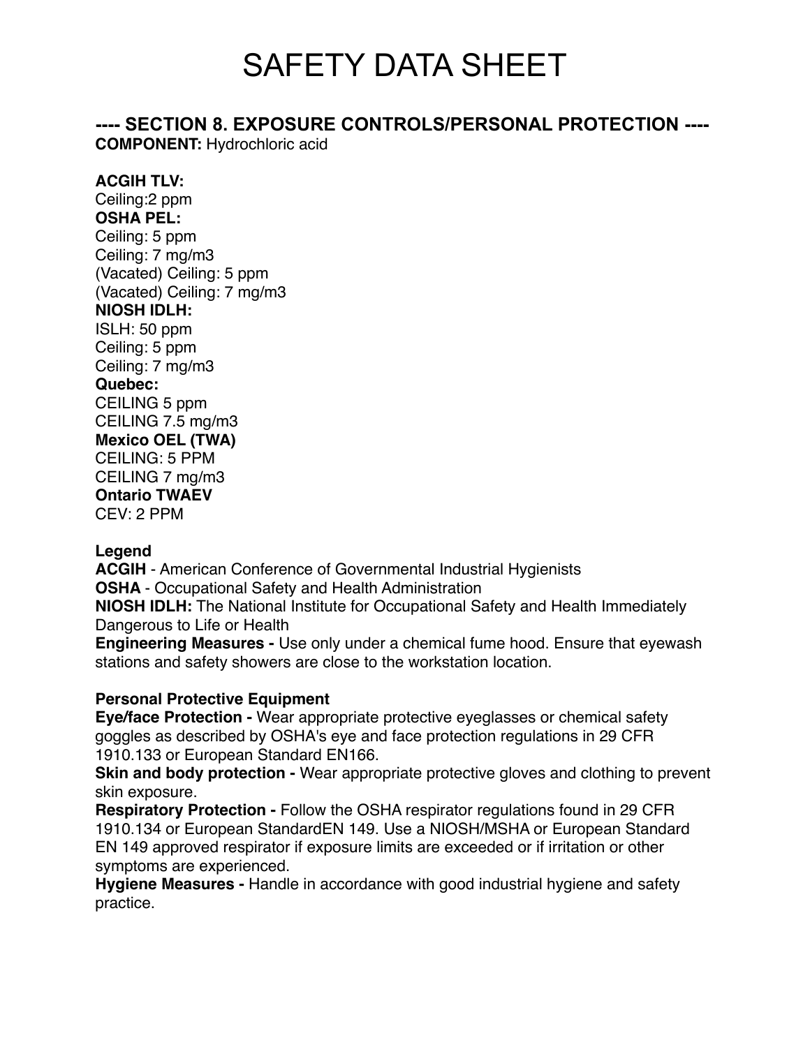# SAFETY DATA SHEET

## ---- SECTION 8. EXPOSURE CONTROLS/PERSONAL PROTECTION ----

**COMPONENT:** Hydrochloric acid

**ACGIH TLV:**
Ceiling:2 ppm
**OSHA PEL:**
Ceiling: 5 ppm
Ceiling: 7 mg/m3
(Vacated) Ceiling: 5 ppm
(Vacated) Ceiling: 7 mg/m3
**NIOSH IDLH:**
ISLH: 50 ppm
Ceiling: 5 ppm
Ceiling: 7 mg/m3
**Quebec:**
CEILING 5 ppm
CEILING 7.5 mg/m3
**Mexico OEL (TWA)**
CEILING: 5 PPM
CEILING 7 mg/m3
**Ontario TWAEV**
CEV: 2 PPM

**Legend**
**ACGIH** - American Conference of Governmental Industrial Hygienists
**OSHA** - Occupational Safety and Health Administration
**NIOSH IDLH:** The National Institute for Occupational Safety and Health Immediately Dangerous to Life or Health
**Engineering Measures -** Use only under a chemical fume hood. Ensure that eyewash stations and safety showers are close to the workstation location.

**Personal Protective Equipment**
**Eye/face Protection -** Wear appropriate protective eyeglasses or chemical safety goggles as described by OSHA's eye and face protection regulations in 29 CFR 1910.133 or European Standard EN166.
**Skin and body protection -** Wear appropriate protective gloves and clothing to prevent skin exposure.
**Respiratory Protection -** Follow the OSHA respirator regulations found in 29 CFR 1910.134 or European StandardEN 149. Use a NIOSH/MSHA or European Standard EN 149 approved respirator if exposure limits are exceeded or if irritation or other symptoms are experienced.
**Hygiene Measures -** Handle in accordance with good industrial hygiene and safety practice.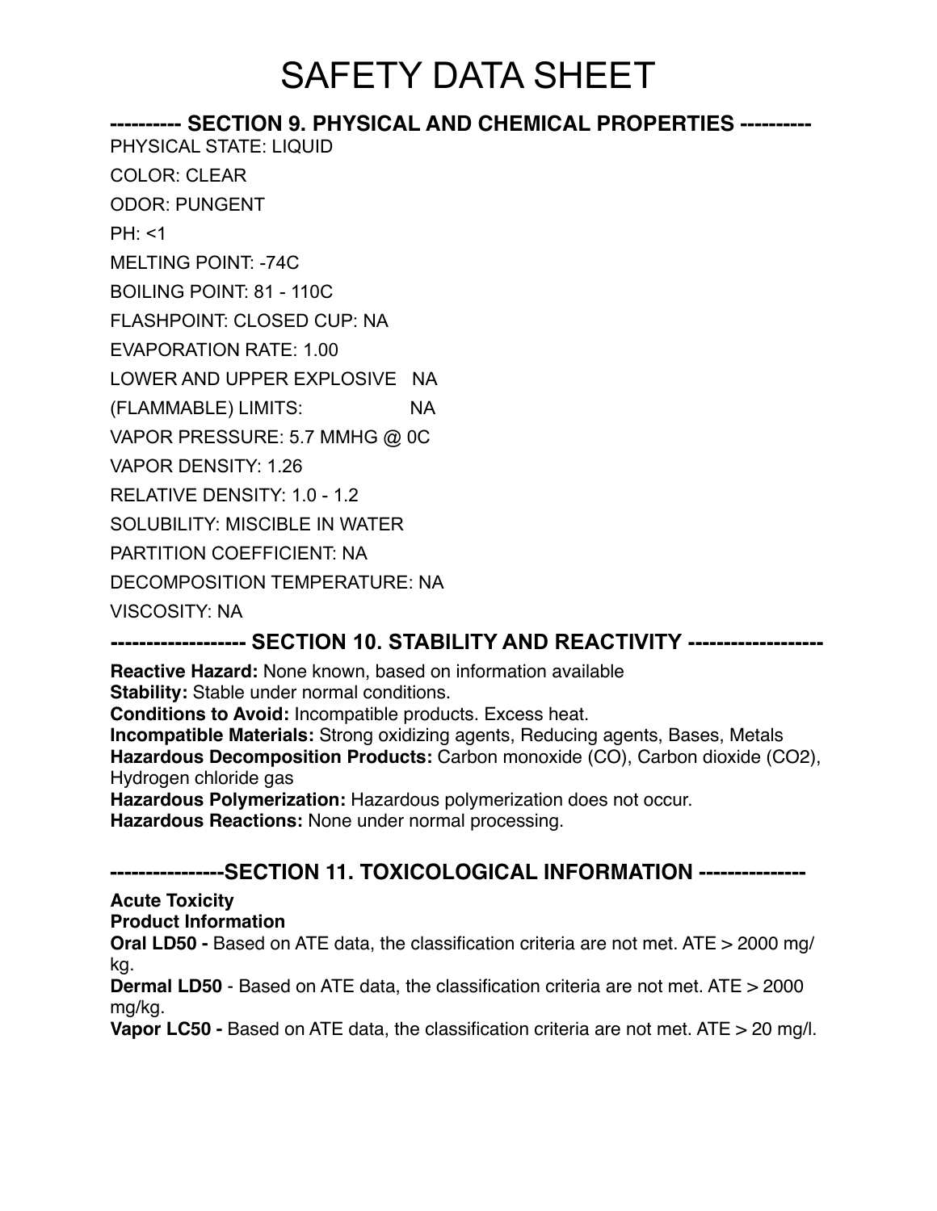# SAFETY DATA SHEET

## ---------- SECTION 9. PHYSICAL AND CHEMICAL PROPERTIES ----------

PHYSICAL STATE: LIQUID

COLOR: CLEAR

ODOR: PUNGENT

PH: <1

MELTING POINT: -74C

BOILING POINT: 81 - 110C

FLASHPOINT: CLOSED CUP: NA

EVAPORATION RATE: 1.00

LOWER AND UPPER EXPLOSIVE NA

(FLAMMABLE) LIMITS: NA

VAPOR PRESSURE: 5.7 MMHG @ 0C

VAPOR DENSITY: 1.26

RELATIVE DENSITY: 1.0 - 1.2

SOLUBILITY: MISCIBLE IN WATER

PARTITION COEFFICIENT: NA

DECOMPOSITION TEMPERATURE: NA

VISCOSITY: NA

## ------------------- SECTION 10. STABILITY AND REACTIVITY -------------------

**Reactive Hazard:** None known, based on information available
**Stability:** Stable under normal conditions.
**Conditions to Avoid:** Incompatible products. Excess heat.
**Incompatible Materials:** Strong oxidizing agents, Reducing agents, Bases, Metals
**Hazardous Decomposition Products:** Carbon monoxide (CO), Carbon dioxide ($CO_2$), Hydrogen chloride gas
**Hazardous Polymerization:** Hazardous polymerization does not occur.
**Hazardous Reactions:** None under normal processing.

## ----------------SECTION 11. TOXICOLOGICAL INFORMATION ---------------

**Acute Toxicity**
**Product Information**
**Oral LD50 -** Based on ATE data, the classification criteria are not met. ATE > 2000 mg/kg.
**Dermal LD50** - Based on ATE data, the classification criteria are not met. ATE > 2000 mg/kg.
**Vapor LC50 -** Based on ATE data, the classification criteria are not met. ATE > 20 mg/l.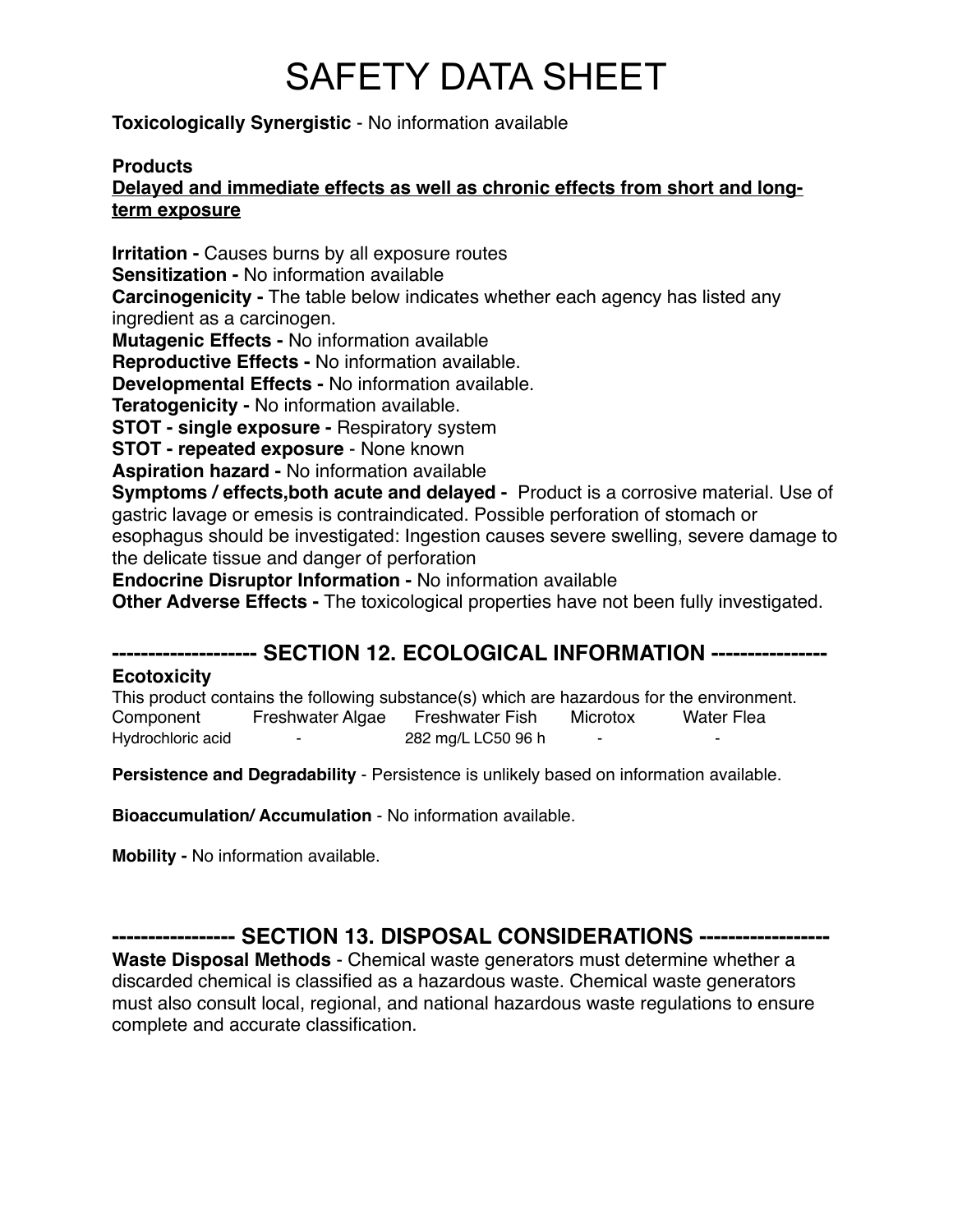# SAFETY DATA SHEET

**Toxicologically Synergistic** - No information available

**Products**
**Delayed and immediate effects as well as chronic effects from short and long-term exposure**

**Irritation -** Causes burns by all exposure routes
**Sensitization -** No information available
**Carcinogenicity -** The table below indicates whether each agency has listed any ingredient as a carcinogen.
**Mutagenic Effects -** No information available
**Reproductive Effects -** No information available.
**Developmental Effects -** No information available.
**Teratogenicity -** No information available.
**STOT - single exposure -** Respiratory system
**STOT - repeated exposure** - None known
**Aspiration hazard -** No information available
**Symptoms / effects,both acute and delayed -** Product is a corrosive material. Use of gastric lavage or emesis is contraindicated. Possible perforation of stomach or esophagus should be investigated: Ingestion causes severe swelling, severe damage to the delicate tissue and danger of perforation
**Endocrine Disruptor Information -** No information available
**Other Adverse Effects -** The toxicological properties have not been fully investigated.

## -------------------- SECTION 12. ECOLOGICAL INFORMATION ----------------

**Ecotoxicity**
This product contains the following substance(s) which are hazardous for the environment.

| Component | Freshwater Algae | Freshwater Fish | Microtox | Water Flea |
|---|---|---|---|---|
| Hydrochloric acid | - | 282 mg/L LC50 96 h | - | - |

**Persistence and Degradability** - Persistence is unlikely based on information available.

**Bioaccumulation/ Accumulation** - No information available.

**Mobility -** No information available.

## ----------------- SECTION 13. DISPOSAL CONSIDERATIONS ------------------

**Waste Disposal Methods** - Chemical waste generators must determine whether a discarded chemical is classified as a hazardous waste. Chemical waste generators must also consult local, regional, and national hazardous waste regulations to ensure complete and accurate classification.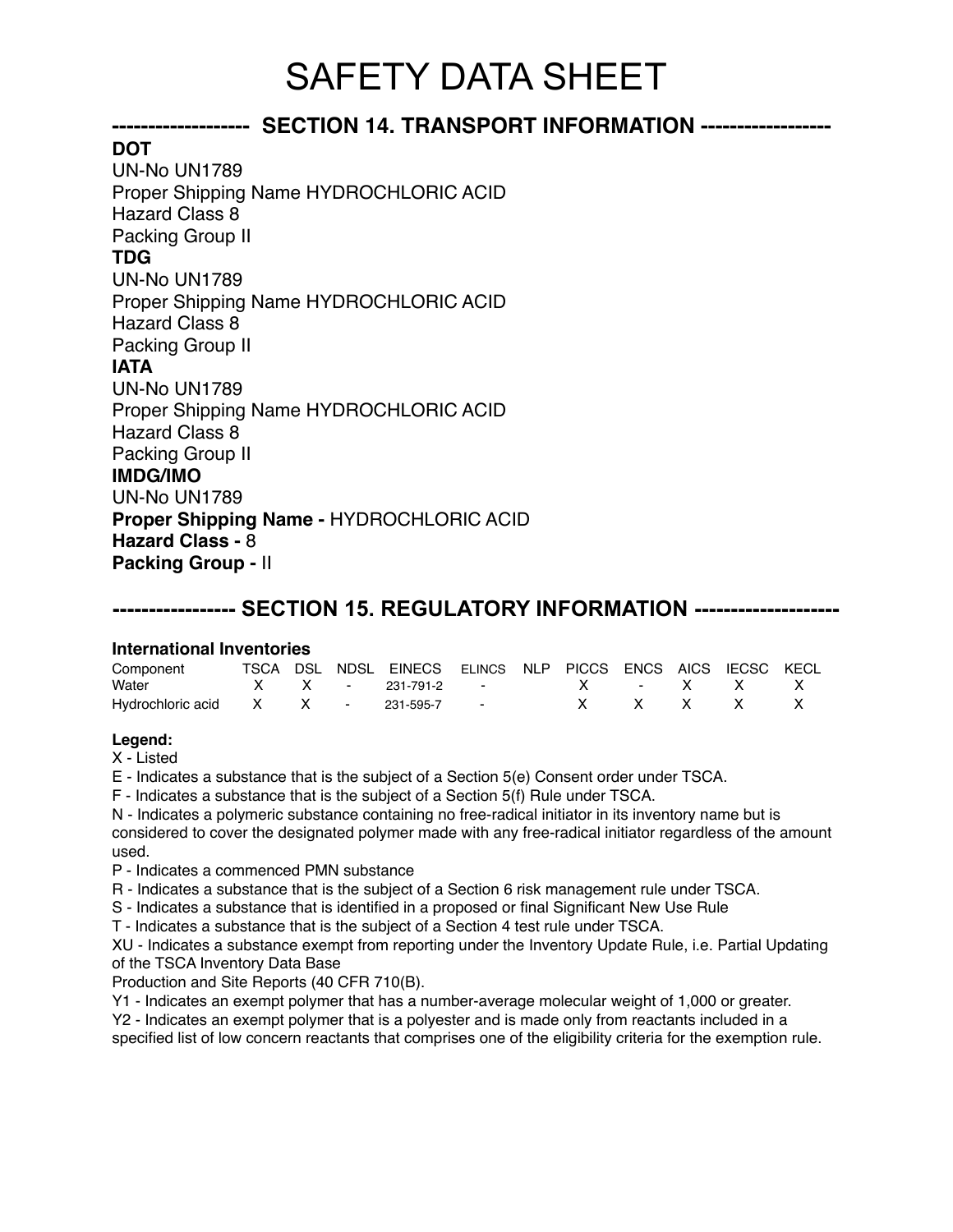## SECTION 14. TRANSPORT INFORMATION

**DOT**

UN-No UN1789
Proper Shipping Name HYDROCHLORIC ACID
Hazard Class 8
Packing Group II

**TDG**

UN-No UN1789
Proper Shipping Name HYDROCHLORIC ACID
Hazard Class 8
Packing Group II

**IATA**

UN-No UN1789
Proper Shipping Name HYDROCHLORIC ACID
Hazard Class 8
Packing Group II

**IMDG/IMO**

UN-No UN1789
**Proper Shipping Name -** HYDROCHLORIC ACID
**Hazard Class -** 8
**Packing Group -** II

## SECTION 15. REGULATORY INFORMATION

**International Inventories**

| Component | TSCA | DSL | NDSL | EINECS | ELINCS | NLP | PICCS | ENCS | AICS | IECSC | KECL |
|---|---|---|---|---|---|---|---|---|---|---|---|
| Water | X | X | - | 231-791-2 | - | | X | - | X | X | X |
| Hydrochloric acid | X | X | - | 231-595-7 | - | | X | X | X | X | X |

**Legend:**

X - Listed
E - Indicates a substance that is the subject of a Section 5(e) Consent order under TSCA.
F - Indicates a substance that is the subject of a Section 5(f) Rule under TSCA.
N - Indicates a polymeric substance containing no free-radical initiator in its inventory name but is considered to cover the designated polymer made with any free-radical initiator regardless of the amount used.
P - Indicates a commenced PMN substance
R - Indicates a substance that is the subject of a Section 6 risk management rule under TSCA.
S - Indicates a substance that is identified in a proposed or final Significant New Use Rule
T - Indicates a substance that is the subject of a Section 4 test rule under TSCA.
XU - Indicates a substance exempt from reporting under the Inventory Update Rule, i.e. Partial Updating of the TSCA Inventory Data Base
Production and Site Reports (40 CFR 710(B).
Y1 - Indicates an exempt polymer that has a number-average molecular weight of 1,000 or greater.
Y2 - Indicates an exempt polymer that is a polyester and is made only from reactants included in a specified list of low concern reactants that comprises one of the eligibility criteria for the exemption rule.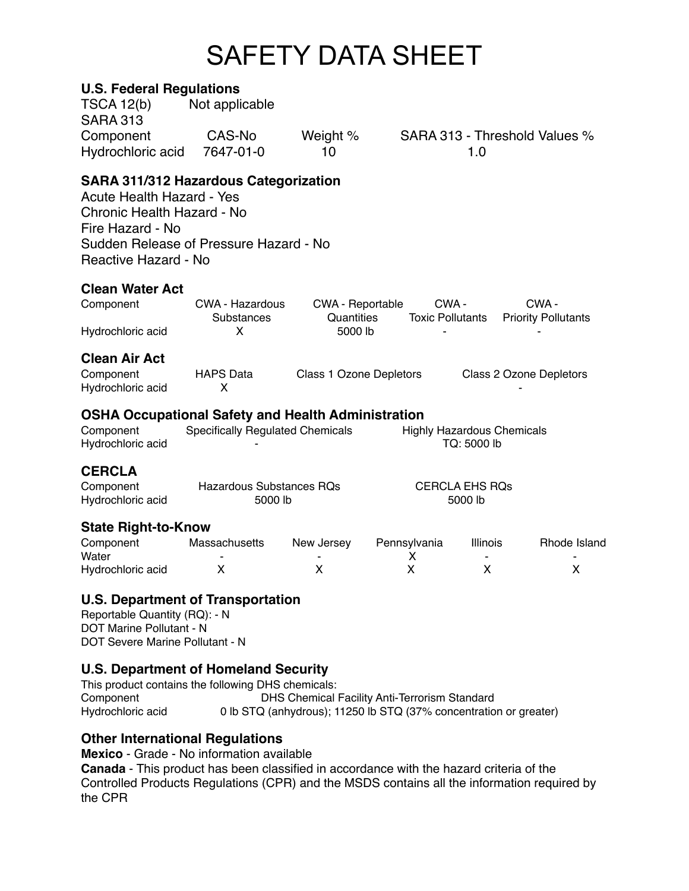# SAFETY DATA SHEET

## U.S. Federal Regulations

TSCA 12(b) Not applicable

SARA 313

| Component | CAS-No | Weight % | SARA 313 - Threshold Values % |
|---|---|---|---|
| Hydrochloric acid | 7647-01-0 | 10 | 1.0 |

## SARA 311/312 Hazardous Categorization

Acute Health Hazard - Yes
Chronic Health Hazard - No
Fire Hazard - No
Sudden Release of Pressure Hazard - No
Reactive Hazard - No

## Clean Water Act

| Component | CWA - Hazardous Substances | CWA - Reportable Quantities | CWA - Toxic Pollutants | CWA - Priority Pollutants |
|---|---|---|---|---|
| Hydrochloric acid | X | 5000 lb | - | - |

## Clean Air Act

| Component | HAPS Data | Class 1 Ozone Depletors | Class 2 Ozone Depletors |
|---|---|---|---|
| Hydrochloric acid | X | | - |

## OSHA Occupational Safety and Health Administration

| Component | Specifically Regulated Chemicals | Highly Hazardous Chemicals |
|---|---|---|
| Hydrochloric acid | - | TQ: 5000 lb |

## CERCLA

| Component | Hazardous Substances RQs | CERCLA EHS RQs |
|---|---|---|
| Hydrochloric acid | 5000 lb | 5000 lb |

## State Right-to-Know

| Component | Massachusetts | New Jersey | Pennsylvania | Illinois | Rhode Island |
|---|---|---|---|---|---|
| Water | - | - | X | - | - |
| Hydrochloric acid | X | X | X | X | X |

## U.S. Department of Transportation

Reportable Quantity (RQ): - N
DOT Marine Pollutant - N
DOT Severe Marine Pollutant - N

## U.S. Department of Homeland Security

This product contains the following DHS chemicals:

| Component | DHS Chemical Facility Anti-Terrorism Standard |
|---|---|
| Hydrochloric acid | 0 lb STQ (anhydrous); 11250 lb STQ (37% concentration or greater) |

## Other International Regulations

**Mexico** - Grade - No information available

**Canada** - This product has been classified in accordance with the hazard criteria of the Controlled Products Regulations (CPR) and the MSDS contains all the information required by the CPR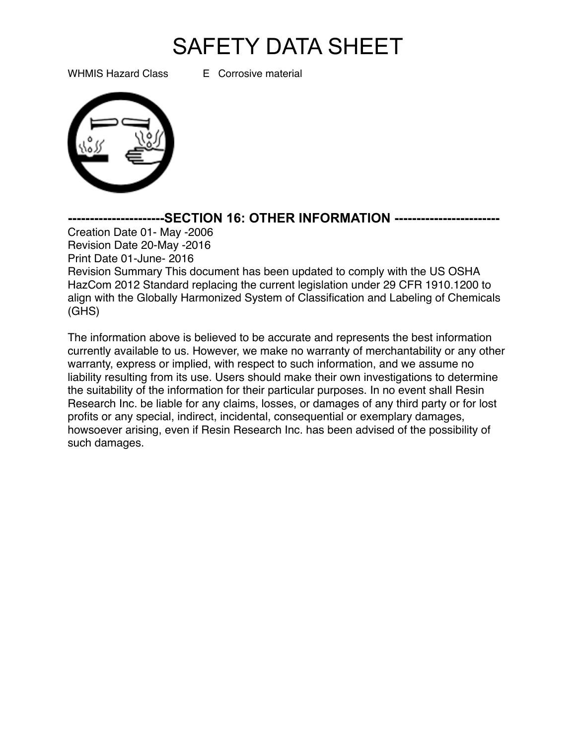# SAFETY DATA SHEET

WHMIS Hazard Class E Corrosive material

## ----------------------SECTION 16: OTHER INFORMATION ------------------------

Creation Date 01- May -2006
Revision Date 20-May -2016
Print Date 01-June- 2016
Revision Summary This document has been updated to comply with the US OSHA HazCom 2012 Standard replacing the current legislation under 29 CFR 1910.1200 to align with the Globally Harmonized System of Classification and Labeling of Chemicals (GHS)

The information above is believed to be accurate and represents the best information currently available to us. However, we make no warranty of merchantability or any other warranty, express or implied, with respect to such information, and we assume no liability resulting from its use. Users should make their own investigations to determine the suitability of the information for their particular purposes. In no event shall Resin Research Inc. be liable for any claims, losses, or damages of any third party or for lost profits or any special, indirect, incidental, consequential or exemplary damages, howsoever arising, even if Resin Research Inc. has been advised of the possibility of such damages.